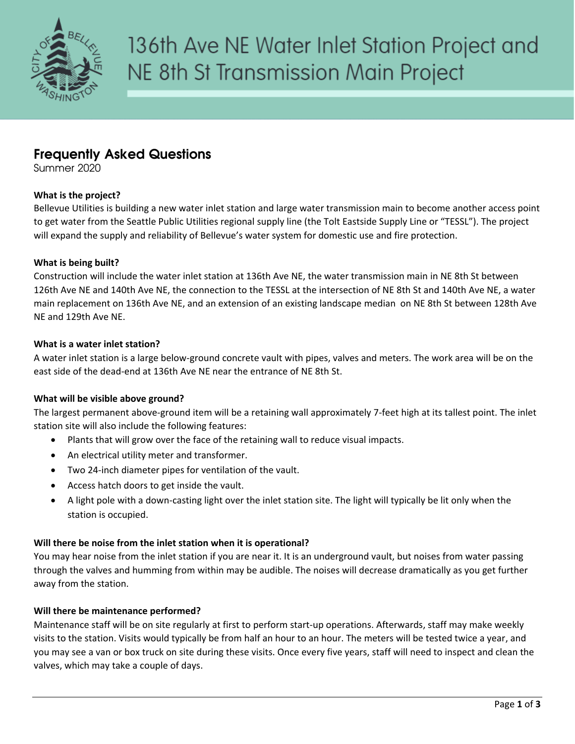# 136th Ave NE Water Inlet Station Project and NE 8th St Transmission Main Project

## Frequently Asked Questions

Summer 2020

**What is the project?**

Bellevue Utilities is building a new water inlet station and large water transmission main to become another access point to get water from the Seattle Public Utilities regional supply line (the Tolt Eastside Supply Line or "TESSL"). The project will expand the supply and reliability of Bellevue's water system for domestic use and fire protection.

**What is being built?**

Construction will include the water inlet station at 136th Ave NE, the water transmission main in NE 8th St between 126th Ave NE and 140th Ave NE, the connection to the TESSL at the intersection of NE 8th St and 140th Ave NE, a water main replacement on 136th Ave NE, and an extension of an existing landscape median on NE 8th St between 128th Ave NE and 129th Ave NE.

**What is a water inlet station?**

A water inlet station is a large below-ground concrete vault with pipes, valves and meters. The work area will be on the east side of the dead-end at 136th Ave NE near the entrance of NE 8th St.

**What will be visible above ground?**

The largest permanent above-ground item will be a retaining wall approximately 7-feet high at its tallest point. The inlet station site will also include the following features:

- Plants that will grow over the face of the retaining wall to reduce visual impacts.
- An electrical utility meter and transformer.
- Two 24-inch diameter pipes for ventilation of the vault.
- Access hatch doors to get inside the vault.
- A light pole with a down-casting light over the inlet station site. The light will typically be lit only when the station is occupied.

**Will there be noise from the inlet station when it is operational?**

You may hear noise from the inlet station if you are near it. It is an underground vault, but noises from water passing through the valves and humming from within may be audible. The noises will decrease dramatically as you get further away from the station.

**Will there be maintenance performed?**

Maintenance staff will be on site regularly at first to perform start-up operations. Afterwards, staff may make weekly visits to the station. Visits would typically be from half an hour to an hour. The meters will be tested twice a year, and you may see a van or box truck on site during these visits. Once every five years, staff will need to inspect and clean the valves, which may take a couple of days.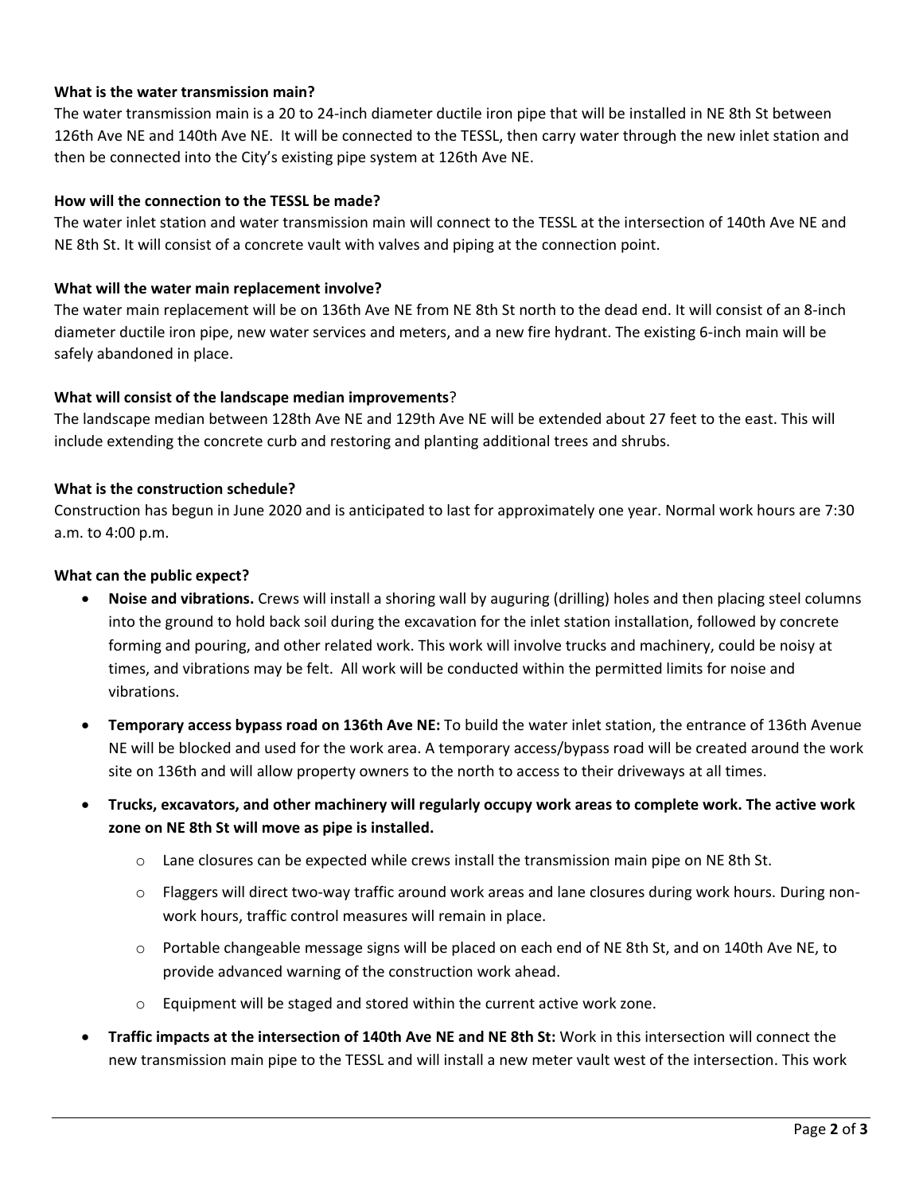**What is the water transmission main?**

The water transmission main is a 20 to 24-inch diameter ductile iron pipe that will be installed in NE 8th St between 126th Ave NE and 140th Ave NE. It will be connected to the TESSL, then carry water through the new inlet station and then be connected into the City's existing pipe system at 126th Ave NE.

**How will the connection to the TESSL be made?**

The water inlet station and water transmission main will connect to the TESSL at the intersection of 140th Ave NE and NE 8th St. It will consist of a concrete vault with valves and piping at the connection point.

**What will the water main replacement involve?**

The water main replacement will be on 136th Ave NE from NE 8th St north to the dead end. It will consist of an 8-inch diameter ductile iron pipe, new water services and meters, and a new fire hydrant. The existing 6-inch main will be safely abandoned in place.

**What will consist of the landscape median improvements**?

The landscape median between 128th Ave NE and 129th Ave NE will be extended about 27 feet to the east. This will include extending the concrete curb and restoring and planting additional trees and shrubs.

**What is the construction schedule?**

Construction has begun in June 2020 and is anticipated to last for approximately one year. Normal work hours are 7:30 a.m. to 4:00 p.m.

**What can the public expect?**

- **Noise and vibrations.** Crews will install a shoring wall by auguring (drilling) holes and then placing steel columns into the ground to hold back soil during the excavation for the inlet station installation, followed by concrete forming and pouring, and other related work. This work will involve trucks and machinery, could be noisy at times, and vibrations may be felt. All work will be conducted within the permitted limits for noise and vibrations.
- **Temporary access bypass road on 136th Ave NE:** To build the water inlet station, the entrance of 136th Avenue NE will be blocked and used for the work area. A temporary access/bypass road will be created around the work site on 136th and will allow property owners to the north to access to their driveways at all times.
- **Trucks, excavators, and other machinery will regularly occupy work areas to complete work. The active work zone on NE 8th St will move as pipe is installed.**
  - Lane closures can be expected while crews install the transmission main pipe on NE 8th St.
  - Flaggers will direct two-way traffic around work areas and lane closures during work hours. During non-work hours, traffic control measures will remain in place.
  - Portable changeable message signs will be placed on each end of NE 8th St, and on 140th Ave NE, to provide advanced warning of the construction work ahead.
  - Equipment will be staged and stored within the current active work zone.
- **Traffic impacts at the intersection of 140th Ave NE and NE 8th St:** Work in this intersection will connect the new transmission main pipe to the TESSL and will install a new meter vault west of the intersection. This work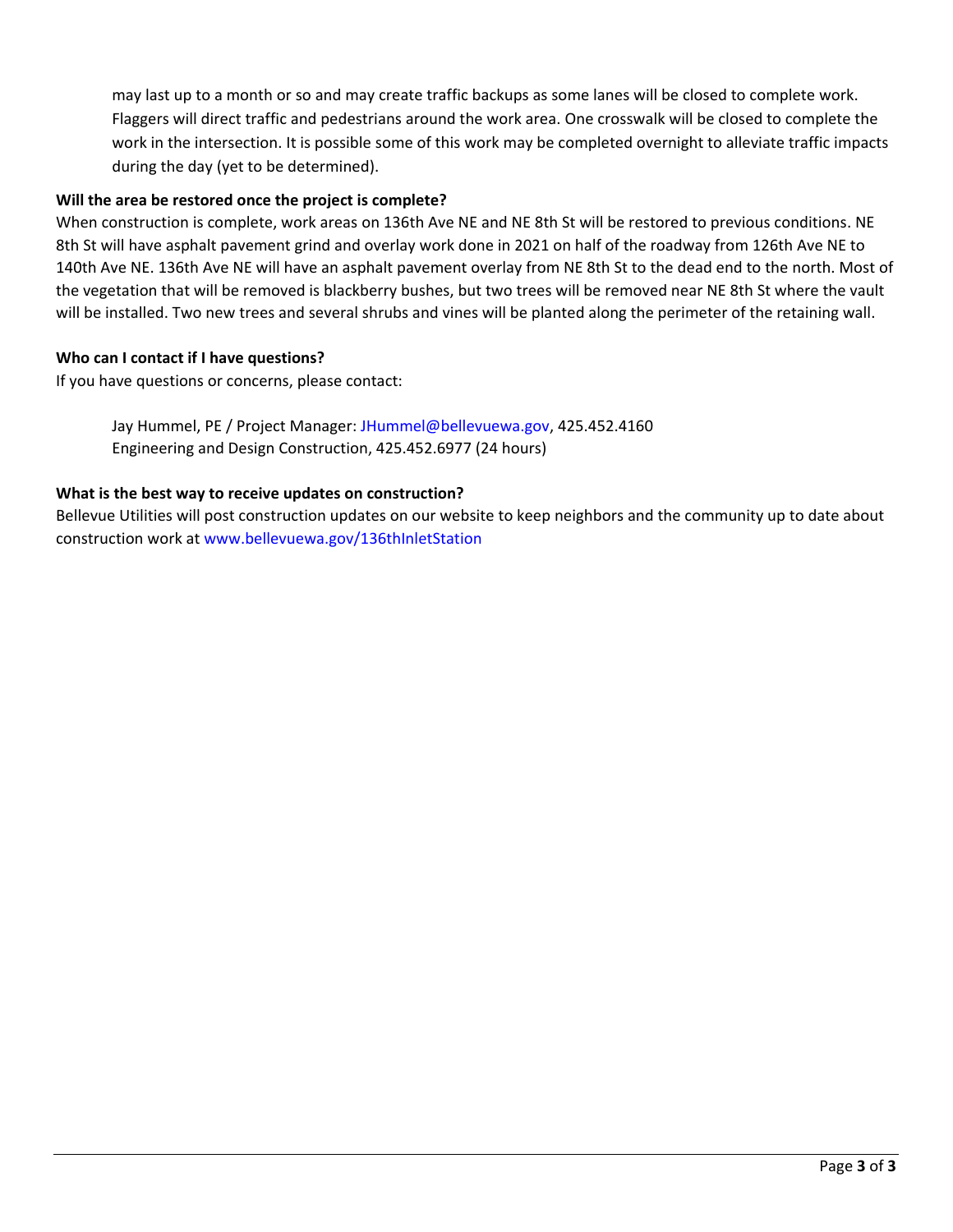may last up to a month or so and may create traffic backups as some lanes will be closed to complete work. Flaggers will direct traffic and pedestrians around the work area. One crosswalk will be closed to complete the work in the intersection. It is possible some of this work may be completed overnight to alleviate traffic impacts during the day (yet to be determined).

**Will the area be restored once the project is complete?**

When construction is complete, work areas on 136th Ave NE and NE 8th St will be restored to previous conditions. NE 8th St will have asphalt pavement grind and overlay work done in 2021 on half of the roadway from 126th Ave NE to 140th Ave NE. 136th Ave NE will have an asphalt pavement overlay from NE 8th St to the dead end to the north. Most of the vegetation that will be removed is blackberry bushes, but two trees will be removed near NE 8th St where the vault will be installed. Two new trees and several shrubs and vines will be planted along the perimeter of the retaining wall.

**Who can I contact if I have questions?**

If you have questions or concerns, please contact:

Jay Hummel, PE / Project Manager: JHummel@bellevuewa.gov, 425.452.4160
Engineering and Design Construction, 425.452.6977 (24 hours)

**What is the best way to receive updates on construction?**

Bellevue Utilities will post construction updates on our website to keep neighbors and the community up to date about construction work at www.bellevuewa.gov/136thInletStation